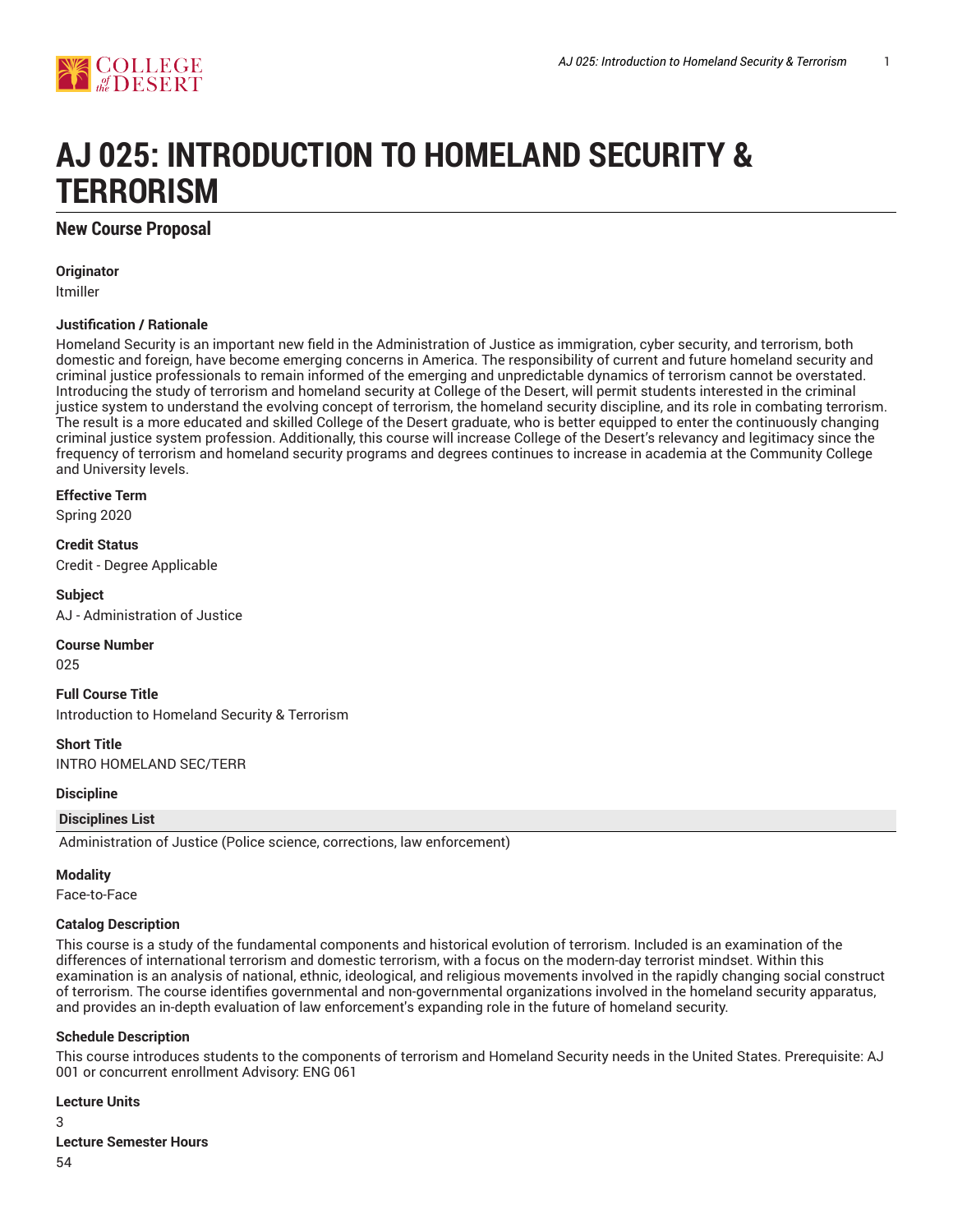# AJ 025: INTRODUCTION TO HOMELAND SECURITY & TERRORISM

## New Course Proposal

**Originator**

ltmiller

**Justification / Rationale**

Homeland Security is an important new field in the Administration of Justice as immigration, cyber security, and terrorism, both domestic and foreign, have become emerging concerns in America. The responsibility of current and future homeland security and criminal justice professionals to remain informed of the emerging and unpredictable dynamics of terrorism cannot be overstated. Introducing the study of terrorism and homeland security at College of the Desert, will permit students interested in the criminal justice system to understand the evolving concept of terrorism, the homeland security discipline, and its role in combating terrorism. The result is a more educated and skilled College of the Desert graduate, who is better equipped to enter the continuously changing criminal justice system profession. Additionally, this course will increase College of the Desert's relevancy and legitimacy since the frequency of terrorism and homeland security programs and degrees continues to increase in academia at the Community College and University levels.

**Effective Term**

Spring 2020

**Credit Status**

Credit - Degree Applicable

**Subject**

AJ - Administration of Justice

**Course Number**

025

**Full Course Title**

Introduction to Homeland Security & Terrorism

**Short Title**

INTRO HOMELAND SEC/TERR

**Discipline**

| Disciplines List |
| --- |
| Administration of Justice (Police science, corrections, law enforcement) |

**Modality**

Face-to-Face

**Catalog Description**

This course is a study of the fundamental components and historical evolution of terrorism. Included is an examination of the differences of international terrorism and domestic terrorism, with a focus on the modern-day terrorist mindset. Within this examination is an analysis of national, ethnic, ideological, and religious movements involved in the rapidly changing social construct of terrorism. The course identifies governmental and non-governmental organizations involved in the homeland security apparatus, and provides an in-depth evaluation of law enforcement's expanding role in the future of homeland security.

**Schedule Description**

This course introduces students to the components of terrorism and Homeland Security needs in the United States. Prerequisite: AJ 001 or concurrent enrollment Advisory: ENG 061

**Lecture Units**

3

**Lecture Semester Hours**

54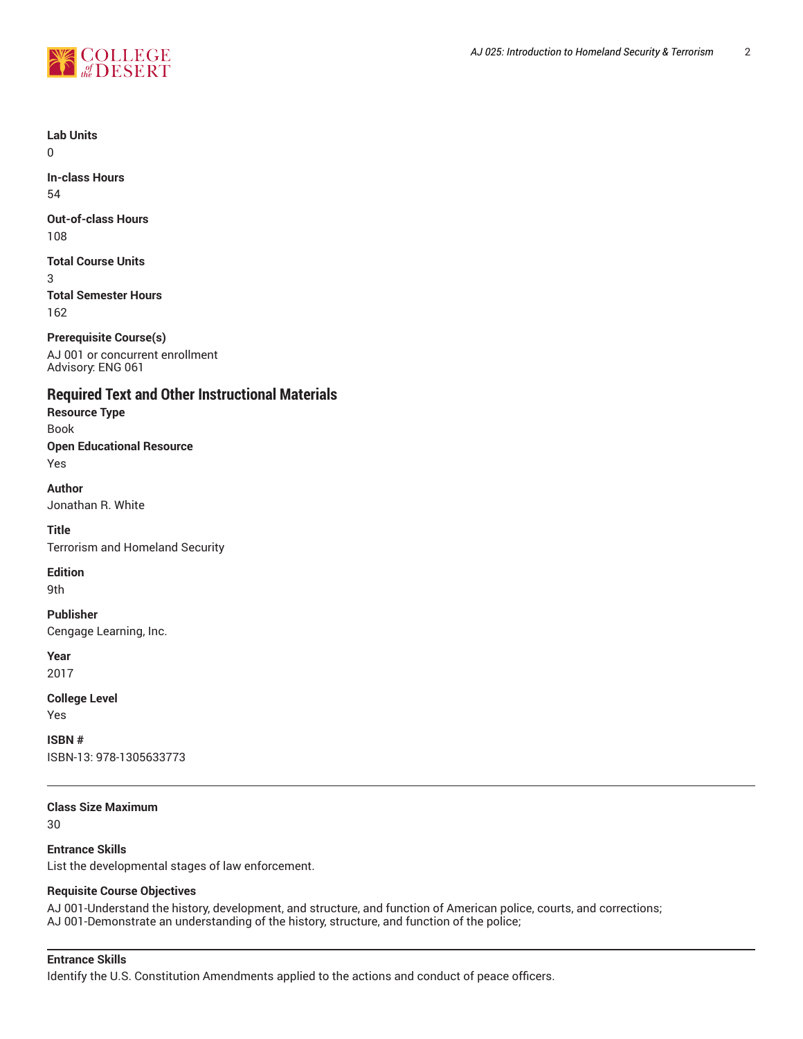**Lab Units**
0

**In-class Hours**
54

**Out-of-class Hours**
108

**Total Course Units**
3

**Total Semester Hours**
162

**Prerequisite Course(s)**
AJ 001 or concurrent enrollment
Advisory: ENG 061

## Required Text and Other Instructional Materials

**Resource Type**
Book

**Open Educational Resource**
Yes

**Author**
Jonathan R. White

**Title**
Terrorism and Homeland Security

**Edition**
9th

**Publisher**
Cengage Learning, Inc.

**Year**
2017

**College Level**
Yes

**ISBN #**
ISBN-13: 978-1305633773

---

**Class Size Maximum**
30

**Entrance Skills**
List the developmental stages of law enforcement.

**Requisite Course Objectives**
AJ 001-Understand the history, development, and structure, and function of American police, courts, and corrections;
AJ 001-Demonstrate an understanding of the history, structure, and function of the police;

---

**Entrance Skills**
Identify the U.S. Constitution Amendments applied to the actions and conduct of peace officers.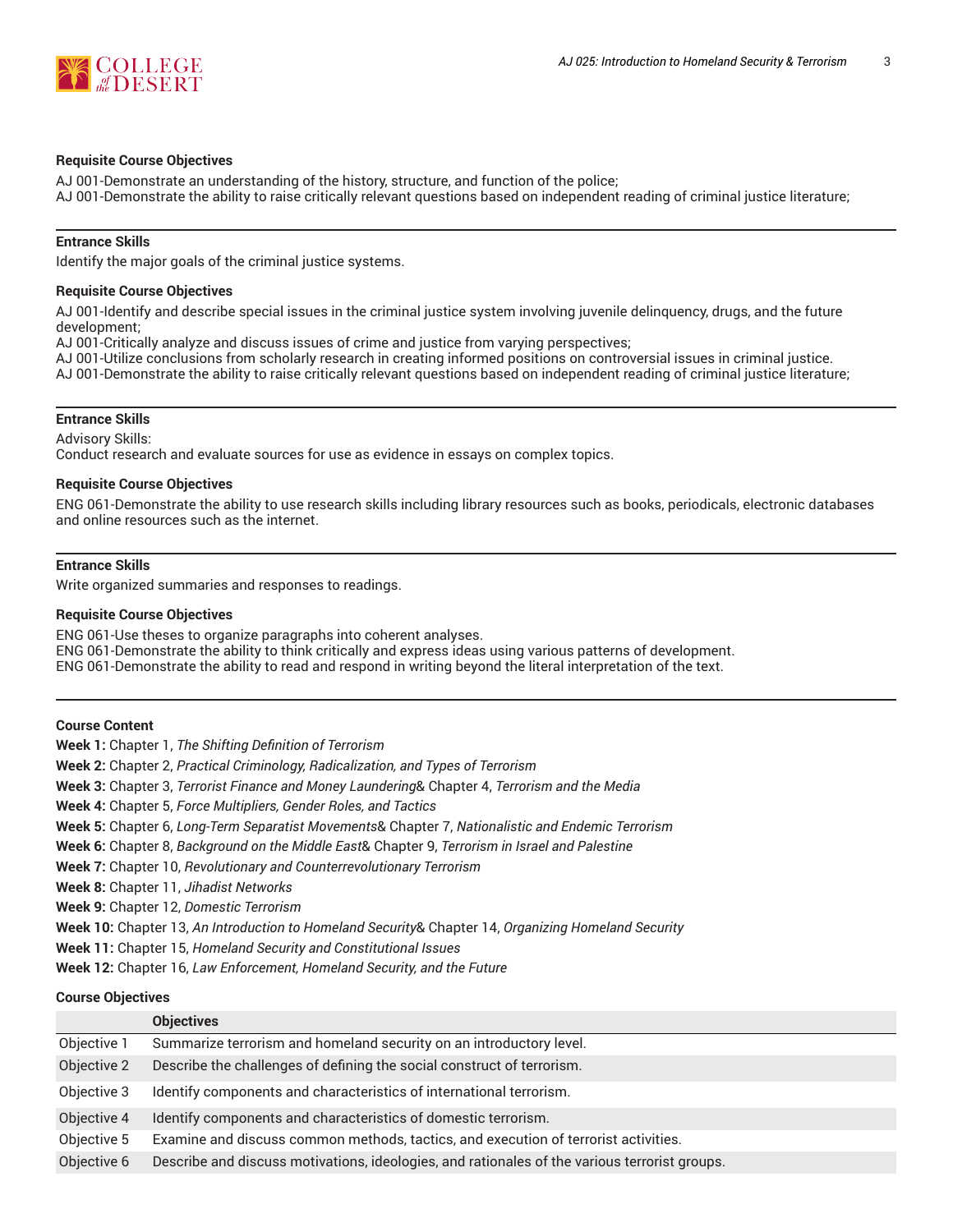#### Requisite Course Objectives

AJ 001-Demonstrate an understanding of the history, structure, and function of the police;
AJ 001-Demonstrate the ability to raise critically relevant questions based on independent reading of criminal justice literature;

---

#### Entrance Skills

Identify the major goals of the criminal justice systems.

#### Requisite Course Objectives

AJ 001-Identify and describe special issues in the criminal justice system involving juvenile delinquency, drugs, and the future development;
AJ 001-Critically analyze and discuss issues of crime and justice from varying perspectives;
AJ 001-Utilize conclusions from scholarly research in creating informed positions on controversial issues in criminal justice.
AJ 001-Demonstrate the ability to raise critically relevant questions based on independent reading of criminal justice literature;

---

#### Entrance Skills

Advisory Skills:
Conduct research and evaluate sources for use as evidence in essays on complex topics.

#### Requisite Course Objectives

ENG 061-Demonstrate the ability to use research skills including library resources such as books, periodicals, electronic databases and online resources such as the internet.

---

#### Entrance Skills

Write organized summaries and responses to readings.

#### Requisite Course Objectives

ENG 061-Use theses to organize paragraphs into coherent analyses.
ENG 061-Demonstrate the ability to think critically and express ideas using various patterns of development.
ENG 061-Demonstrate the ability to read and respond in writing beyond the literal interpretation of the text.

---

#### Course Content

**Week 1:** Chapter 1, *The Shifting Definition of Terrorism*
**Week 2:** Chapter 2, *Practical Criminology, Radicalization, and Types of Terrorism*
**Week 3:** Chapter 3, *Terrorist Finance and Money Laundering*& Chapter 4, *Terrorism and the Media*
**Week 4:** Chapter 5, *Force Multipliers, Gender Roles, and Tactics*
**Week 5:** Chapter 6, *Long-Term Separatist Movements*& Chapter 7, *Nationalistic and Endemic Terrorism*
**Week 6:** Chapter 8, *Background on the Middle East*& Chapter 9, *Terrorism in Israel and Palestine*
**Week 7:** Chapter 10, *Revolutionary and Counterrevolutionary Terrorism*
**Week 8:** Chapter 11, *Jihadist Networks*
**Week 9:** Chapter 12, *Domestic Terrorism*
**Week 10:** Chapter 13, *An Introduction to Homeland Security*& Chapter 14, *Organizing Homeland Security*
**Week 11:** Chapter 15, *Homeland Security and Constitutional Issues*
**Week 12:** Chapter 16, *Law Enforcement, Homeland Security, and the Future*

#### Course Objectives

| | Objectives |
|---|---|
| Objective 1 | Summarize terrorism and homeland security on an introductory level. |
| Objective 2 | Describe the challenges of defining the social construct of terrorism. |
| Objective 3 | Identify components and characteristics of international terrorism. |
| Objective 4 | Identify components and characteristics of domestic terrorism. |
| Objective 5 | Examine and discuss common methods, tactics, and execution of terrorist activities. |
| Objective 6 | Describe and discuss motivations, ideologies, and rationales of the various terrorist groups. |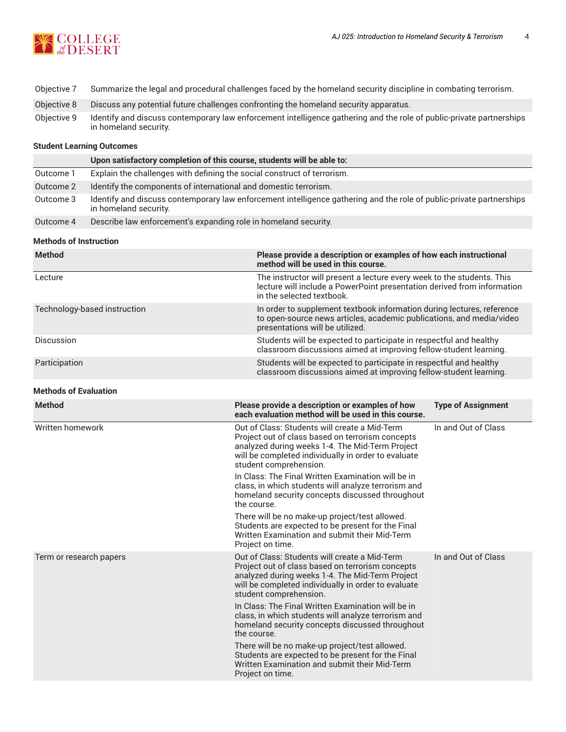| | |
|---|---|
| Objective 7 | Summarize the legal and procedural challenges faced by the homeland security discipline in combating terrorism. |
| Objective 8 | Discuss any potential future challenges confronting the homeland security apparatus. |
| Objective 9 | Identify and discuss contemporary law enforcement intelligence gathering and the role of public-private partnerships in homeland security. |

### Student Learning Outcomes

| | Upon satisfactory completion of this course, students will be able to: |
|---|---|
| Outcome 1 | Explain the challenges with defining the social construct of terrorism. |
| Outcome 2 | Identify the components of international and domestic terrorism. |
| Outcome 3 | Identify and discuss contemporary law enforcement intelligence gathering and the role of public-private partnerships in homeland security. |
| Outcome 4 | Describe law enforcement's expanding role in homeland security. |

### Methods of Instruction

| Method | Please provide a description or examples of how each instructional method will be used in this course. |
|---|---|
| Lecture | The instructor will present a lecture every week to the students. This lecture will include a PowerPoint presentation derived from information in the selected textbook. |
| Technology-based instruction | In order to supplement textbook information during lectures, reference to open-source news articles, academic publications, and media/video presentations will be utilized. |
| Discussion | Students will be expected to participate in respectful and healthy classroom discussions aimed at improving fellow-student learning. |
| Participation | Students will be expected to participate in respectful and healthy classroom discussions aimed at improving fellow-student learning. |

### Methods of Evaluation

| Method | Please provide a description or examples of how each evaluation method will be used in this course. | Type of Assignment |
|---|---|---|
| Written homework | Out of Class: Students will create a Mid-Term Project out of class based on terrorism concepts analyzed during weeks 1-4. The Mid-Term Project will be completed individually in order to evaluate student comprehension.<br><br>In Class: The Final Written Examination will be in class, in which students will analyze terrorism and homeland security concepts discussed throughout the course.<br><br>There will be no make-up project/test allowed. Students are expected to be present for the Final Written Examination and submit their Mid-Term Project on time. | In and Out of Class |
| Term or research papers | Out of Class: Students will create a Mid-Term Project out of class based on terrorism concepts analyzed during weeks 1-4. The Mid-Term Project will be completed individually in order to evaluate student comprehension.<br><br>In Class: The Final Written Examination will be in class, in which students will analyze terrorism and homeland security concepts discussed throughout the course.<br><br>There will be no make-up project/test allowed. Students are expected to be present for the Final Written Examination and submit their Mid-Term Project on time. | In and Out of Class |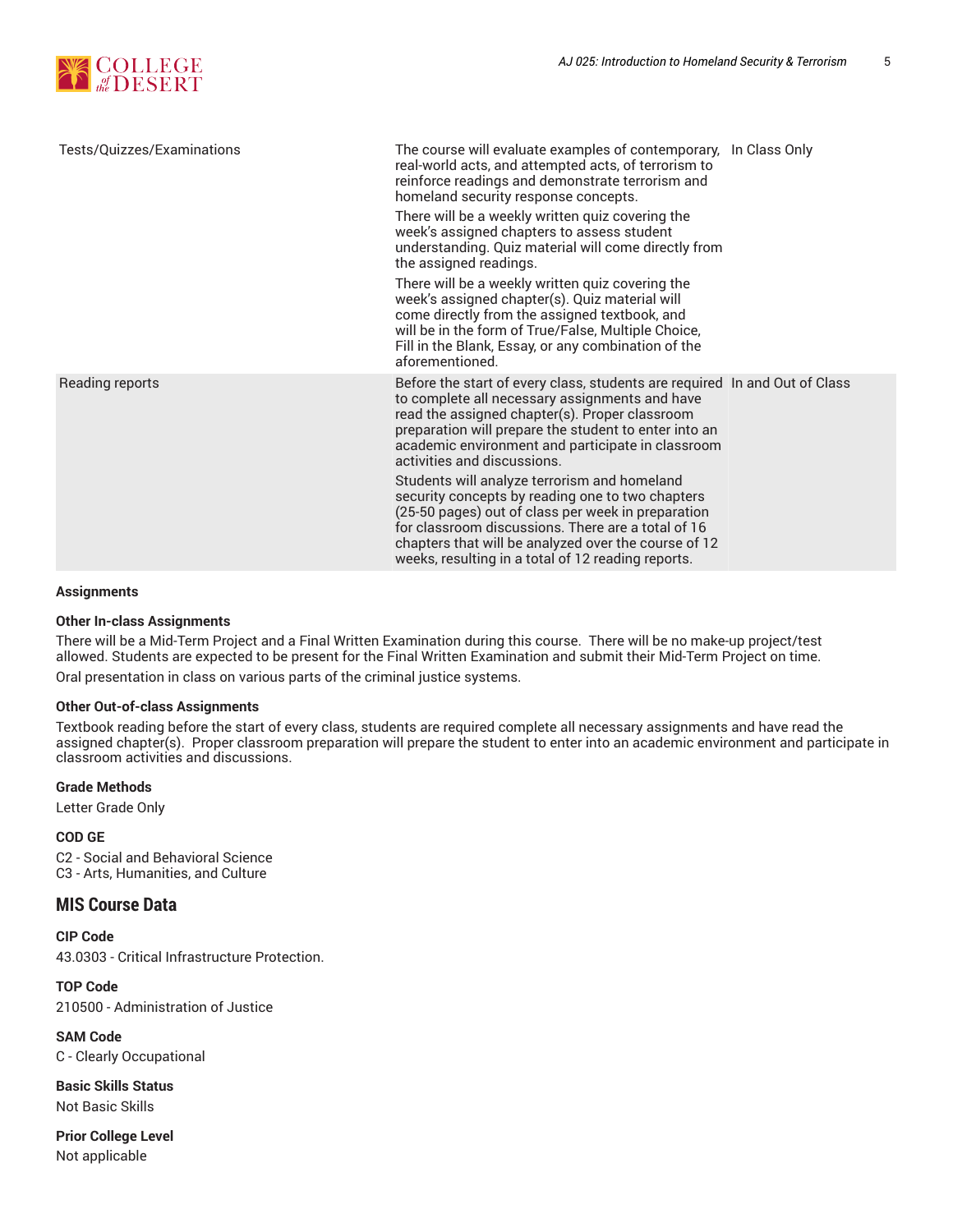| | | |
|---|---|---|
| Tests/Quizzes/Examinations | The course will evaluate examples of contemporary, real-world acts, and attempted acts, of terrorism to reinforce readings and demonstrate terrorism and homeland security response concepts.<br><br>There will be a weekly written quiz covering the week's assigned chapters to assess student understanding. Quiz material will come directly from the assigned readings.<br><br>There will be a weekly written quiz covering the week's assigned chapter(s). Quiz material will come directly from the assigned textbook, and will be in the form of True/False, Multiple Choice, Fill in the Blank, Essay, or any combination of the aforementioned. | In Class Only |
| Reading reports | Before the start of every class, students are required to complete all necessary assignments and have read the assigned chapter(s). Proper classroom preparation will prepare the student to enter into an academic environment and participate in classroom activities and discussions.<br><br>Students will analyze terrorism and homeland security concepts by reading one to two chapters (25-50 pages) out of class per week in preparation for classroom discussions. There are a total of 16 chapters that will be analyzed over the course of 12 weeks, resulting in a total of 12 reading reports. | In and Out of Class |

**Assignments**

**Other In-class Assignments**

There will be a Mid-Term Project and a Final Written Examination during this course. There will be no make-up project/test allowed. Students are expected to be present for the Final Written Examination and submit their Mid-Term Project on time.

Oral presentation in class on various parts of the criminal justice systems.

**Other Out-of-class Assignments**

Textbook reading before the start of every class, students are required complete all necessary assignments and have read the assigned chapter(s). Proper classroom preparation will prepare the student to enter into an academic environment and participate in classroom activities and discussions.

**Grade Methods**

Letter Grade Only

**COD GE**

C2 - Social and Behavioral Science
C3 - Arts, Humanities, and Culture

## MIS Course Data

**CIP Code**

43.0303 - Critical Infrastructure Protection.

**TOP Code**

210500 - Administration of Justice

**SAM Code**

C - Clearly Occupational

**Basic Skills Status**

Not Basic Skills

**Prior College Level**

Not applicable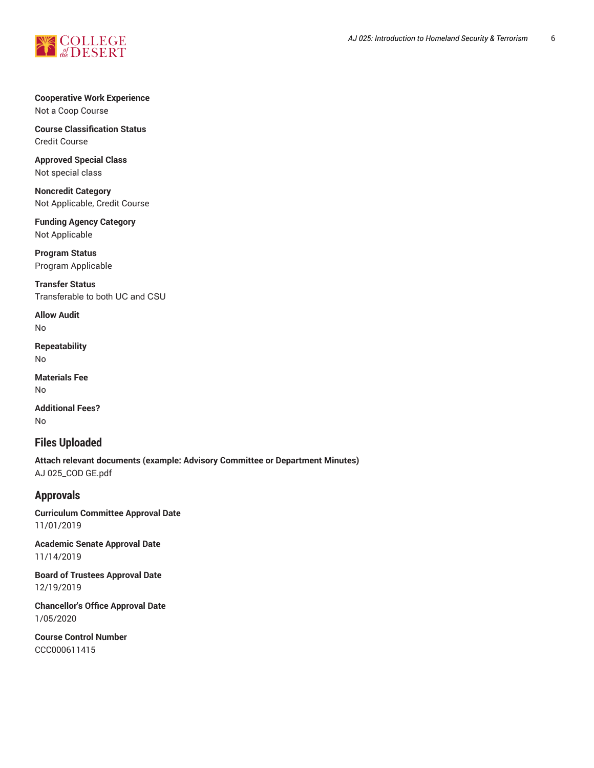**Cooperative Work Experience**
Not a Coop Course

**Course Classification Status**
Credit Course

**Approved Special Class**
Not special class

**Noncredit Category**
Not Applicable, Credit Course

**Funding Agency Category**
Not Applicable

**Program Status**
Program Applicable

**Transfer Status**
Transferable to both UC and CSU

**Allow Audit**
No

**Repeatability**
No

**Materials Fee**
No

**Additional Fees?**
No

## Files Uploaded

**Attach relevant documents (example: Advisory Committee or Department Minutes)**
AJ 025_COD GE.pdf

## Approvals

**Curriculum Committee Approval Date**
11/01/2019

**Academic Senate Approval Date**
11/14/2019

**Board of Trustees Approval Date**
12/19/2019

**Chancellor's Office Approval Date**
1/05/2020

**Course Control Number**
CCC000611415